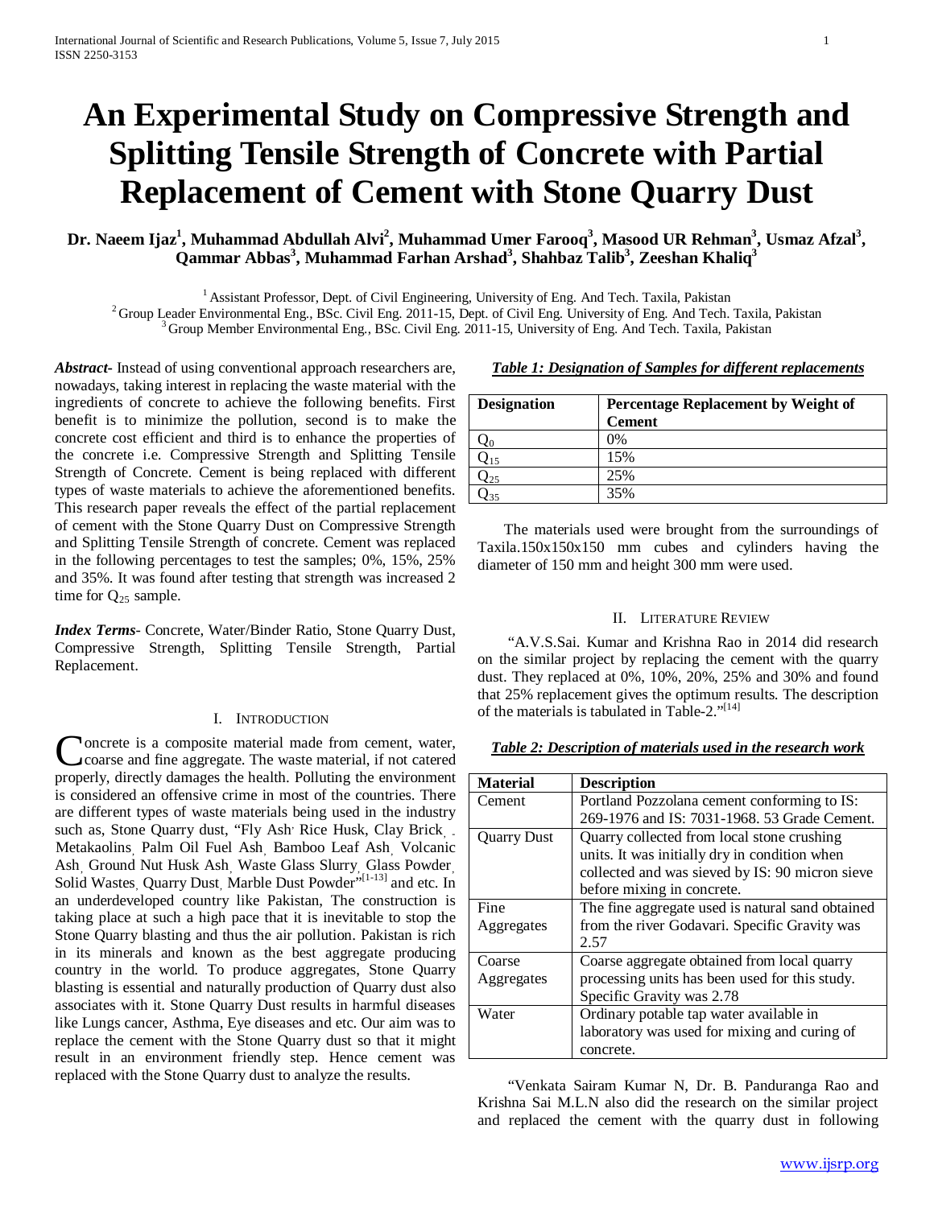# An Experimental Study on Compressive Strength and Splitting Tensile Strength of Concrete with Partial Replacement of Cement with Stone Quarry Dust

**Dr. Naeem Ijaz[1], Muhammad Abdullah Alvi[2], Muhammad Umer Farooq[3], Masood UR Rehman[3], Usmaz Afzal[3], Qammar Abbas[3], Muhammad Farhan Arshad[3], Shahbaz Talib[3], Zeeshan Khaliq[3]**

[1] Assistant Professor, Dept. of Civil Engineering, University of Eng. And Tech. Taxila, Pakistan
[2] Group Leader Environmental Eng., BSc. Civil Eng. 2011-15, Dept. of Civil Eng. University of Eng. And Tech. Taxila, Pakistan
[3] Group Member Environmental Eng., BSc. Civil Eng. 2011-15, University of Eng. And Tech. Taxila, Pakistan

***Abstract-*** Instead of using conventional approach researchers are, nowadays, taking interest in replacing the waste material with the ingredients of concrete to achieve the following benefits. First benefit is to minimize the pollution, second is to make the concrete cost efficient and third is to enhance the properties of the concrete i.e. Compressive Strength and Splitting Tensile Strength of Concrete. Cement is being replaced with different types of waste materials to achieve the aforementioned benefits. This research paper reveals the effect of the partial replacement of cement with the Stone Quarry Dust on Compressive Strength and Splitting Tensile Strength of concrete. Cement was replaced in the following percentages to test the samples; 0%, 15%, 25% and 35%. It was found after testing that strength was increased 2 time for $Q_{25}$ sample.

***Index Terms-*** Concrete, Water/Binder Ratio, Stone Quarry Dust, Compressive Strength, Splitting Tensile Strength, Partial Replacement.

## I. Introduction

Concrete is a composite material made from cement, water, coarse and fine aggregate. The waste material, if not catered properly, directly damages the health. Polluting the environment is considered an offensive crime in most of the countries. There are different types of waste materials being used in the industry such as, Stone Quarry dust, "Fly Ash, Rice Husk, Clay Brick, Metakaolins, Palm Oil Fuel Ash, Bamboo Leaf Ash, Volcanic Ash, Ground Nut Husk Ash, Waste Glass Slurry, Glass Powder, Solid Wastes, Quarry Dust, Marble Dust Powder"[1-13] and etc. In an underdeveloped country like Pakistan, The construction is taking place at such a high pace that it is inevitable to stop the Stone Quarry blasting and thus the air pollution. Pakistan is rich in its minerals and known as the best aggregate producing country in the world. To produce aggregates, Stone Quarry blasting is essential and naturally production of Quarry dust also associates with it. Stone Quarry Dust results in harmful diseases like Lungs cancer, Asthma, Eye diseases and etc. Our aim was to replace the cement with the Stone Quarry dust so that it might result in an environment friendly step. Hence cement was replaced with the Stone Quarry dust to analyze the results.

***Table 1: Designation of Samples for different replacements***

| Designation | Percentage Replacement by Weight of Cement |
|---|---|
| $Q_0$ | 0% |
| $Q_{15}$ | 15% |
| $Q_{25}$ | 25% |
| $Q_{35}$ | 35% |

The materials used were brought from the surroundings of Taxila.150x150x150 mm cubes and cylinders having the diameter of 150 mm and height 300 mm were used.

## II. Literature Review

"A.V.S.Sai. Kumar and Krishna Rao in 2014 did research on the similar project by replacing the cement with the quarry dust. They replaced at 0%, 10%, 20%, 25% and 30% and found that 25% replacement gives the optimum results. The description of the materials is tabulated in Table-2."[14]

***Table 2: Description of materials used in the research work***

| Material | Description |
|---|---|
| Cement | Portland Pozzolana cement conforming to IS: 269-1976 and IS: 7031-1968. 53 Grade Cement. |
| Quarry Dust | Quarry collected from local stone crushing units. It was initially dry in condition when collected and was sieved by IS: 90 micron sieve before mixing in concrete. |
| Fine Aggregates | The fine aggregate used is natural sand obtained from the river Godavari. Specific Gravity was 2.57 |
| Coarse Aggregates | Coarse aggregate obtained from local quarry processing units has been used for this study. Specific Gravity was 2.78 |
| Water | Ordinary potable tap water available in laboratory was used for mixing and curing of concrete. |

"Venkata Sairam Kumar N, Dr. B. Panduranga Rao and Krishna Sai M.L.N also did the research on the similar project and replaced the cement with the quarry dust in following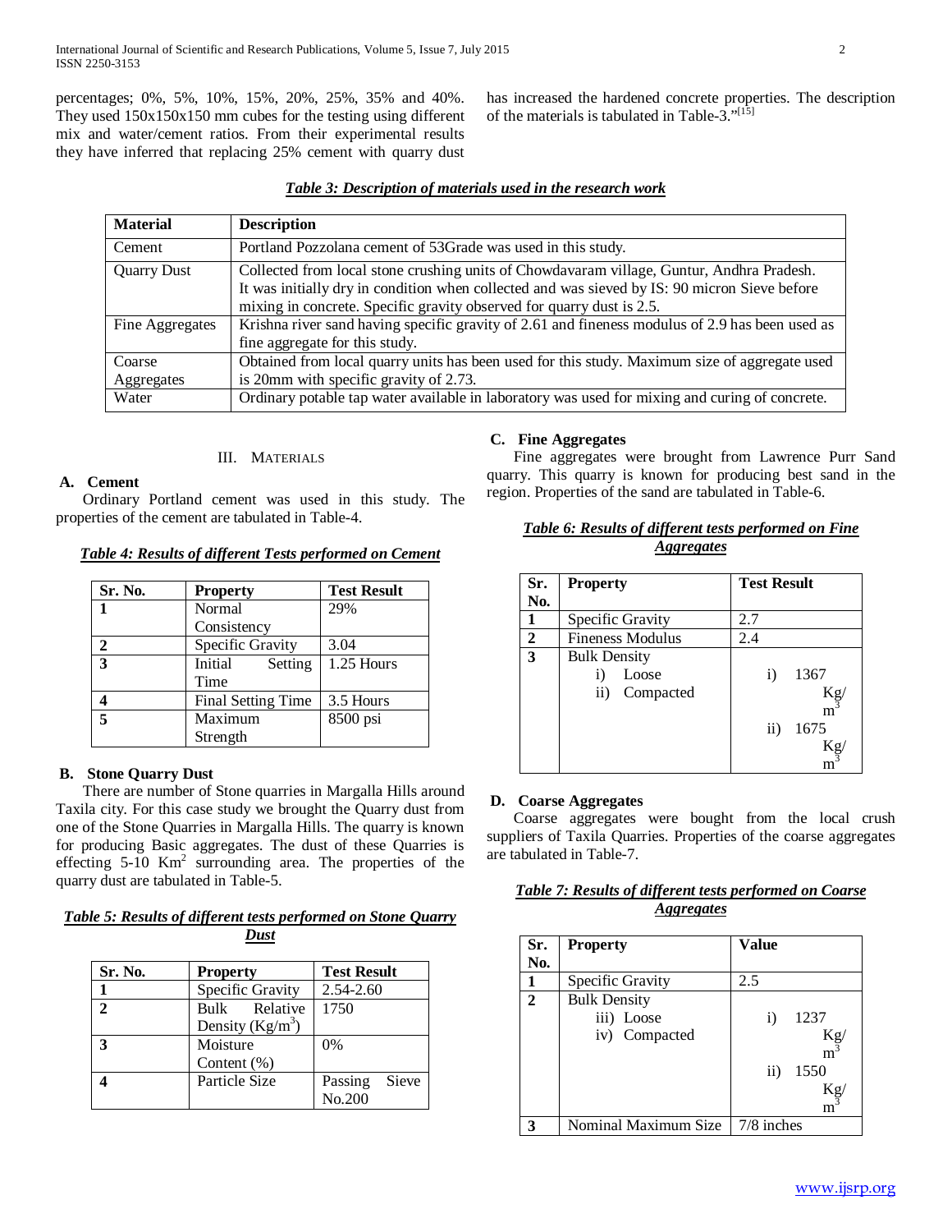percentages; 0%, 5%, 10%, 15%, 20%, 25%, 35% and 40%. They used 150x150x150 mm cubes for the testing using different mix and water/cement ratios. From their experimental results they have inferred that replacing 25% cement with quarry dust has increased the hardened concrete properties. The description of the materials is tabulated in Table-3."[15]

***Table 3: Description of materials used in the research work***

| Material | Description |
|---|---|
| Cement | Portland Pozzolana cement of 53Grade was used in this study. |
| Quarry Dust | Collected from local stone crushing units of Chowdavaram village, Guntur, Andhra Pradesh. It was initially dry in condition when collected and was sieved by IS: 90 micron Sieve before mixing in concrete. Specific gravity observed for quarry dust is 2.5. |
| Fine Aggregates | Krishna river sand having specific gravity of 2.61 and fineness modulus of 2.9 has been used as fine aggregate for this study. |
| Coarse Aggregates | Obtained from local quarry units has been used for this study. Maximum size of aggregate used is 20mm with specific gravity of 2.73. |
| Water | Ordinary potable tap water available in laboratory was used for mixing and curing of concrete. |

## III. Materials

### A. Cement

Ordinary Portland cement was used in this study. The properties of the cement are tabulated in Table-4.

***Table 4: Results of different Tests performed on Cement***

| Sr. No. | Property | Test Result |
|---|---|---|
| **1** | Normal Consistency | 29% |
| **2** | Specific Gravity | 3.04 |
| **3** | Initial Setting Time | 1.25 Hours |
| **4** | Final Setting Time | 3.5 Hours |
| **5** | Maximum Strength | 8500 psi |

### B. Stone Quarry Dust

There are number of Stone quarries in Margalla Hills around Taxila city. For this case study we brought the Quarry dust from one of the Stone Quarries in Margalla Hills. The quarry is known for producing Basic aggregates. The dust of these Quarries is effecting 5-10 $Km^2$ surrounding area. The properties of the quarry dust are tabulated in Table-5.

***Table 5: Results of different tests performed on Stone Quarry Dust***

| Sr. No. | Property | Test Result |
|---|---|---|
| **1** | Specific Gravity | 2.54-2.60 |
| **2** | Bulk Relative Density ($Kg/m^3$) | 1750 |
| **3** | Moisture Content (%) | 0% |
| **4** | Particle Size | Passing Sieve No.200 |

### C. Fine Aggregates

Fine aggregates were brought from Lawrence Purr Sand quarry. This quarry is known for producing best sand in the region. Properties of the sand are tabulated in Table-6.

***Table 6: Results of different tests performed on Fine Aggregates***

| Sr. No. | Property | Test Result |
|---|---|---|
| **1** | Specific Gravity | 2.7 |
| **2** | Fineness Modulus | 2.4 |
| **3** | Bulk Density<br>i) Loose<br>ii) Compacted | <br>i) 1367 $Kg/m^3$<br>ii) 1675 $Kg/m^3$ |

### D. Coarse Aggregates

Coarse aggregates were bought from the local crush suppliers of Taxila Quarries. Properties of the coarse aggregates are tabulated in Table-7.

***Table 7: Results of different tests performed on Coarse Aggregates***

| Sr. No. | Property | Value |
|---|---|---|
| **1** | Specific Gravity | 2.5 |
| **2** | Bulk Density<br>iii) Loose<br>iv) Compacted | <br>i) 1237 $Kg/m^3$<br>ii) 1550 $Kg/m^3$ |
| **3** | Nominal Maximum Size | 7/8 inches |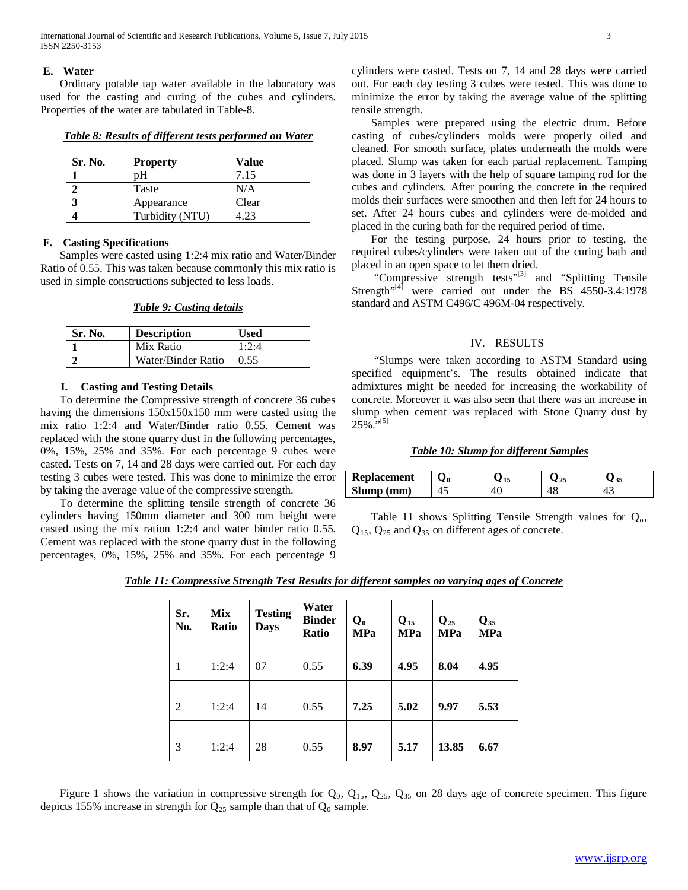### E. Water

Ordinary potable tap water available in the laboratory was used for the casting and curing of the cubes and cylinders. Properties of the water are tabulated in Table-8.

***Table 8: Results of different tests performed on Water***

| Sr. No. | Property | Value |
|---|---|---|
| **1** | pH | 7.15 |
| **2** | Taste | N/A |
| **3** | Appearance | Clear |
| **4** | Turbidity (NTU) | 4.23 |

### F. Casting Specifications

Samples were casted using 1:2:4 mix ratio and Water/Binder Ratio of 0.55. This was taken because commonly this mix ratio is used in simple constructions subjected to less loads.

***Table 9: Casting details***

| Sr. No. | Description | Used |
|---|---|---|
| **1** | Mix Ratio | 1:2:4 |
| **2** | Water/Binder Ratio | 0.55 |

### I. Casting and Testing Details

To determine the Compressive strength of concrete 36 cubes having the dimensions 150x150x150 mm were casted using the mix ratio 1:2:4 and Water/Binder ratio 0.55. Cement was replaced with the stone quarry dust in the following percentages, 0%, 15%, 25% and 35%. For each percentage 9 cubes were casted. Tests on 7, 14 and 28 days were carried out. For each day testing 3 cubes were tested. This was done to minimize the error by taking the average value of the compressive strength.

To determine the splitting tensile strength of concrete 36 cylinders having 150mm diameter and 300 mm height were casted using the mix ration 1:2:4 and water binder ratio 0.55. Cement was replaced with the stone quarry dust in the following percentages, 0%, 15%, 25% and 35%. For each percentage 9 cylinders were casted. Tests on 7, 14 and 28 days were carried out. For each day testing 3 cubes were tested. This was done to minimize the error by taking the average value of the splitting tensile strength.

Samples were prepared using the electric drum. Before casting of cubes/cylinders molds were properly oiled and cleaned. For smooth surface, plates underneath the molds were placed. Slump was taken for each partial replacement. Tamping was done in 3 layers with the help of square tamping rod for the cubes and cylinders. After pouring the concrete in the required molds their surfaces were smoothen and then left for 24 hours to set. After 24 hours cubes and cylinders were de-molded and placed in the curing bath for the required period of time.

For the testing purpose, 24 hours prior to testing, the required cubes/cylinders were taken out of the curing bath and placed in an open space to let them dried.

"Compressive strength tests"[3] and "Splitting Tensile Strength"[4] were carried out under the BS 4550-3.4:1978 standard and ASTM C496/C 496M-04 respectively.

## IV. RESULTS

"Slumps were taken according to ASTM Standard using specified equipment's. The results obtained indicate that admixtures might be needed for increasing the workability of concrete. Moreover it was also seen that there was an increase in slump when cement was replaced with Stone Quarry dust by 25%."[5]

***Table 10: Slump for different Samples***

| Replacement | $Q_0$ | $Q_{15}$ | $Q_{25}$ | $Q_{35}$ |
|---|---|---|---|---|
| **Slump (mm)** | 45 | 40 | 48 | 43 |

Table 11 shows Splitting Tensile Strength values for $Q_o$, $Q_{15}$, $Q_{25}$ and $Q_{35}$ on different ages of concrete.

***Table 11: Compressive Strength Test Results for different samples on varying ages of Concrete***

| Sr. No. | Mix Ratio | Testing Days | Water Binder Ratio | $Q_0$ MPa | $Q_{15}$ MPa | $Q_{25}$ MPa | $Q_{35}$ MPa |
|---|---|---|---|---|---|---|---|
| 1 | 1:2:4 | 07 | 0.55 | **6.39** | **4.95** | **8.04** | **4.95** |
| 2 | 1:2:4 | 14 | 0.55 | **7.25** | **5.02** | **9.97** | **5.53** |
| 3 | 1:2:4 | 28 | 0.55 | **8.97** | **5.17** | **13.85** | **6.67** |

Figure 1 shows the variation in compressive strength for $Q_0$, $Q_{15}$, $Q_{25}$, $Q_{35}$ on 28 days age of concrete specimen. This figure depicts 155% increase in strength for $Q_{25}$ sample than that of $Q_0$ sample.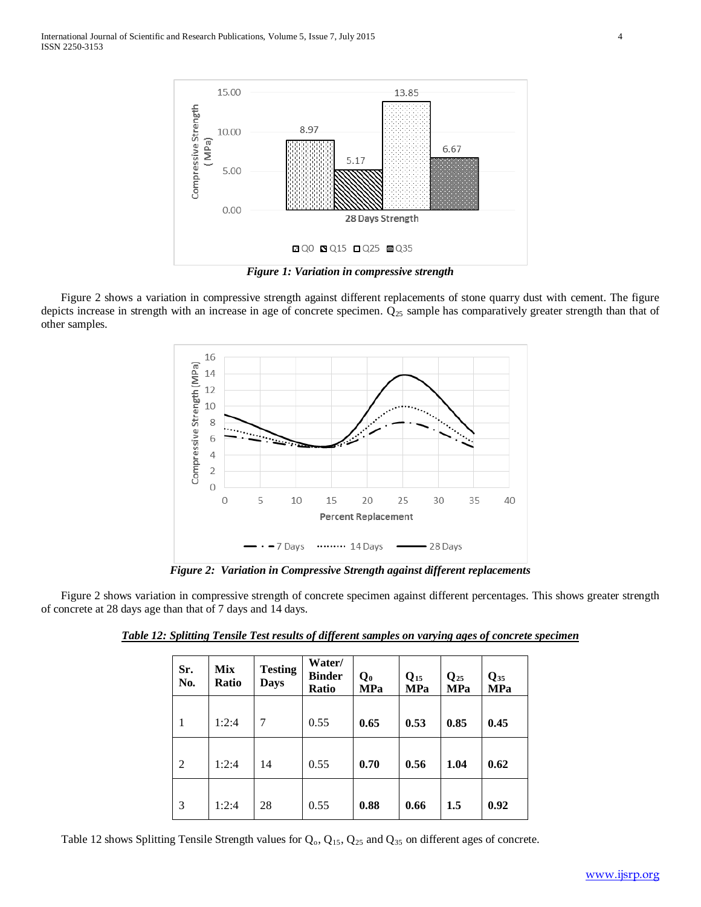*Figure 1: Variation in compressive strength*

Figure 2 shows a variation in compressive strength against different replacements of stone quarry dust with cement. The figure depicts increase in strength with an increase in age of concrete specimen. $Q_{25}$ sample has comparatively greater strength than that of other samples.

*Figure 2: Variation in Compressive Strength against different replacements*

Figure 2 shows variation in compressive strength of concrete specimen against different percentages. This shows greater strength of concrete at 28 days age than that of 7 days and 14 days.

***Table 12: Splitting Tensile Test results of different samples on varying ages of concrete specimen***

| Sr. No. | Mix Ratio | Testing Days | Water/ Binder Ratio | $Q_0$ MPa | $Q_{15}$ MPa | $Q_{25}$ MPa | $Q_{35}$ MPa |
|---|---|---|---|---|---|---|---|
| 1 | 1:2:4 | 7 | 0.55 | **0.65** | **0.53** | **0.85** | **0.45** |
| 2 | 1:2:4 | 14 | 0.55 | **0.70** | **0.56** | **1.04** | **0.62** |
| 3 | 1:2:4 | 28 | 0.55 | **0.88** | **0.66** | **1.5** | **0.92** |

Table 12 shows Splitting Tensile Strength values for $Q_o$, $Q_{15}$, $Q_{25}$ and $Q_{35}$ on different ages of concrete.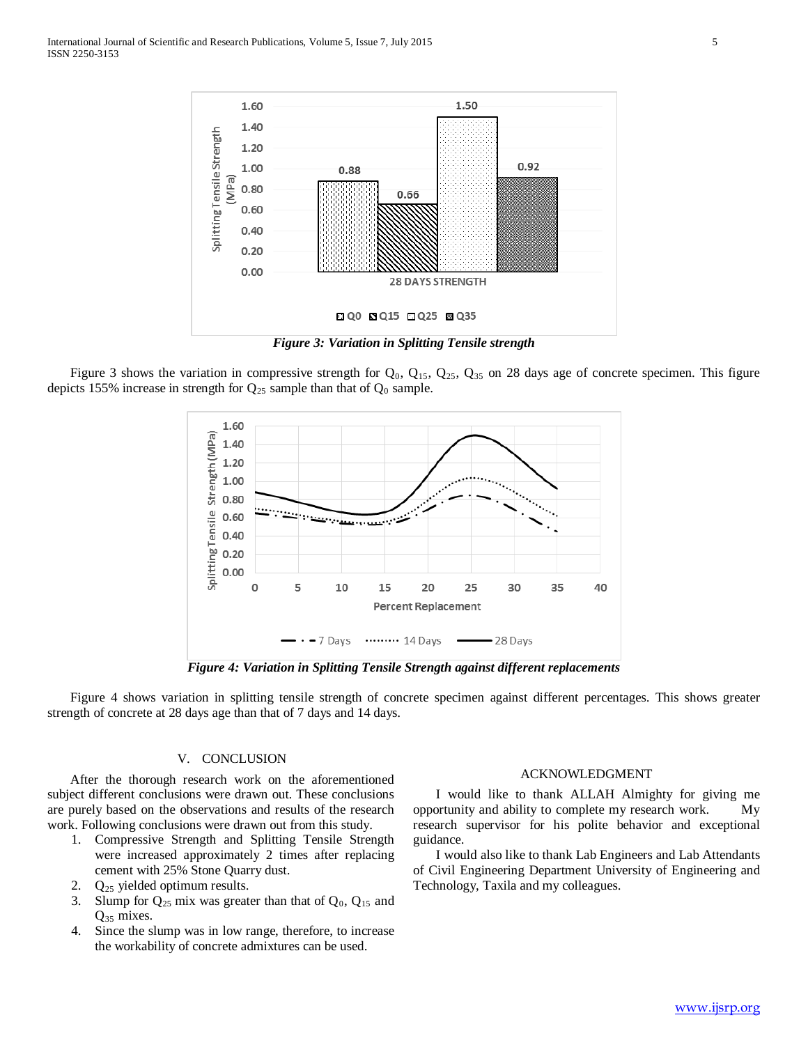*Figure 3: Variation in Splitting Tensile strength*

Figure 3 shows the variation in compressive strength for $Q_0$, $Q_{15}$, $Q_{25}$, $Q_{35}$ on 28 days age of concrete specimen. This figure depicts 155% increase in strength for $Q_{25}$ sample than that of $Q_0$ sample.

*Figure 4: Variation in Splitting Tensile Strength against different replacements*

Figure 4 shows variation in splitting tensile strength of concrete specimen against different percentages. This shows greater strength of concrete at 28 days age than that of 7 days and 14 days.

## V. CONCLUSION

After the thorough research work on the aforementioned subject different conclusions were drawn out. These conclusions are purely based on the observations and results of the research work. Following conclusions were drawn out from this study.

1. Compressive Strength and Splitting Tensile Strength were increased approximately 2 times after replacing cement with 25% Stone Quarry dust.
2. $Q_{25}$ yielded optimum results.
3. Slump for $Q_{25}$ mix was greater than that of $Q_0$, $Q_{15}$ and $Q_{35}$ mixes.
4. Since the slump was in low range, therefore, to increase the workability of concrete admixtures can be used.

## ACKNOWLEDGMENT

I would like to thank ALLAH Almighty for giving me opportunity and ability to complete my research work. My research supervisor for his polite behavior and exceptional guidance.

I would also like to thank Lab Engineers and Lab Attendants of Civil Engineering Department University of Engineering and Technology, Taxila and my colleagues.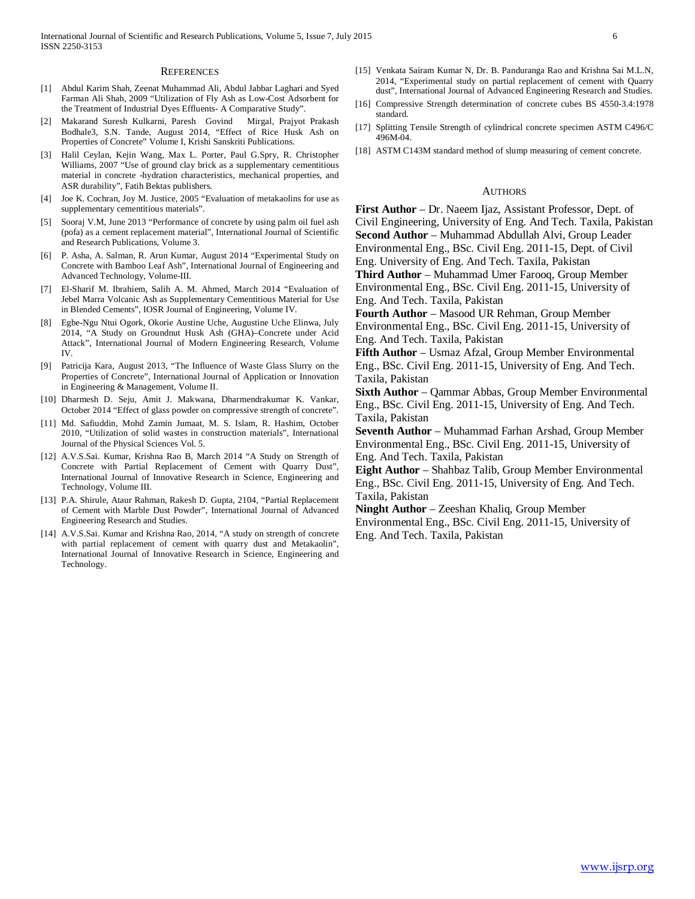## REFERENCES

[1] Abdul Karim Shah, Zeenat Muhammad Ali, Abdul Jabbar Laghari and Syed Farman Ali Shah, 2009 "Utilization of Fly Ash as Low-Cost Adsorbent for the Treatment of Industrial Dyes Effluents- A Comparative Study".

[2] Makarand Suresh Kulkarni, Paresh Govind Mirgal, Prajyot Prakash Bodhale3, S.N. Tande, August 2014, "Effect of Rice Husk Ash on Properties of Concrete" Volume I, Krishi Sanskriti Publications.

[3] Halil Ceylan, Kejin Wang, Max L. Porter, Paul G.Spry, R. Christopher Williams, 2007 "Use of ground clay brick as a supplementary cementitious material in concrete -hydration characteristics, mechanical properties, and ASR durability", Fatih Bektas publishers.

[4] Joe K. Cochran, Joy M. Justice, 2005 "Evaluation of metakaolins for use as supplementary cementitious materials".

[5] Sooraj V.M, June 2013 "Performance of concrete by using palm oil fuel ash (pofa) as a cement replacement material", International Journal of Scientific and Research Publications, Volume 3.

[6] P. Asha, A. Salman, R. Arun Kumar, August 2014 "Experimental Study on Concrete with Bamboo Leaf Ash", International Journal of Engineering and Advanced Technology, Volume-III.

[7] El-Sharif M. Ibrahiem, Salih A. M. Ahmed, March 2014 "Evaluation of Jebel Marra Volcanic Ash as Supplementary Cementitious Material for Use in Blended Cements", IOSR Journal of Engineering, Volume IV.

[8] Egbe-Ngu Ntui Ogork, Okorie Austine Uche, Augustine Uche Elinwa, July 2014, "A Study on Groundnut Husk Ash (GHA)–Concrete under Acid Attack", International Journal of Modern Engineering Research, Volume IV.

[9] Patricija Kara, August 2013, "The Influence of Waste Glass Slurry on the Properties of Concrete", International Journal of Application or Innovation in Engineering & Management, Volume II.

[10] Dharmesh D. Seju, Amit J. Makwana, Dharmendrakumar K. Vankar, October 2014 "Effect of glass powder on compressive strength of concrete".

[11] Md. Safiuddin, Mohd Zamin Jumaat, M. S. Islam, R. Hashim, October 2010, "Utilization of solid wastes in construction materials", International Journal of the Physical Sciences Vol. 5.

[12] A.V.S.Sai. Kumar, Krishna Rao B, March 2014 "A Study on Strength of Concrete with Partial Replacement of Cement with Quarry Dust", International Journal of Innovative Research in Science, Engineering and Technology, Volume III.

[13] P.A. Shirule, Ataur Rahman, Rakesh D. Gupta, 2104, "Partial Replacement of Cement with Marble Dust Powder", International Journal of Advanced Engineering Research and Studies.

[14] A.V.S.Sai. Kumar and Krishna Rao, 2014, "A study on strength of concrete with partial replacement of cement with quarry dust and Metakaolin", International Journal of Innovative Research in Science, Engineering and Technology.

[15] Venkata Sairam Kumar N, Dr. B. Panduranga Rao and Krishna Sai M.L.N, 2014, "Experimental study on partial replacement of cement with Quarry dust", International Journal of Advanced Engineering Research and Studies.

[16] Compressive Strength determination of concrete cubes BS 4550-3.4:1978 standard.

[17] Splitting Tensile Strength of cylindrical concrete specimen ASTM C496/C 496M-04.

[18] ASTM C143M standard method of slump measuring of cement concrete.

## AUTHORS

**First Author** – Dr. Naeem Ijaz, Assistant Professor, Dept. of Civil Engineering, University of Eng. And Tech. Taxila, Pakistan

**Second Author** – Muhammad Abdullah Alvi, Group Leader Environmental Eng., BSc. Civil Eng. 2011-15, Dept. of Civil Eng. University of Eng. And Tech. Taxila, Pakistan

**Third Author** – Muhammad Umer Farooq, Group Member Environmental Eng., BSc. Civil Eng. 2011-15, University of Eng. And Tech. Taxila, Pakistan

**Fourth Author** – Masood UR Rehman, Group Member Environmental Eng., BSc. Civil Eng. 2011-15, University of Eng. And Tech. Taxila, Pakistan

**Fifth Author** – Usmaz Afzal, Group Member Environmental Eng., BSc. Civil Eng. 2011-15, University of Eng. And Tech. Taxila, Pakistan

**Sixth Author** – Qammar Abbas, Group Member Environmental Eng., BSc. Civil Eng. 2011-15, University of Eng. And Tech. Taxila, Pakistan

**Seventh Author** – Muhammad Farhan Arshad, Group Member Environmental Eng., BSc. Civil Eng. 2011-15, University of Eng. And Tech. Taxila, Pakistan

**Eight Author** – Shahbaz Talib, Group Member Environmental Eng., BSc. Civil Eng. 2011-15, University of Eng. And Tech. Taxila, Pakistan

**Ninght Author** – Zeeshan Khaliq, Group Member Environmental Eng., BSc. Civil Eng. 2011-15, University of Eng. And Tech. Taxila, Pakistan